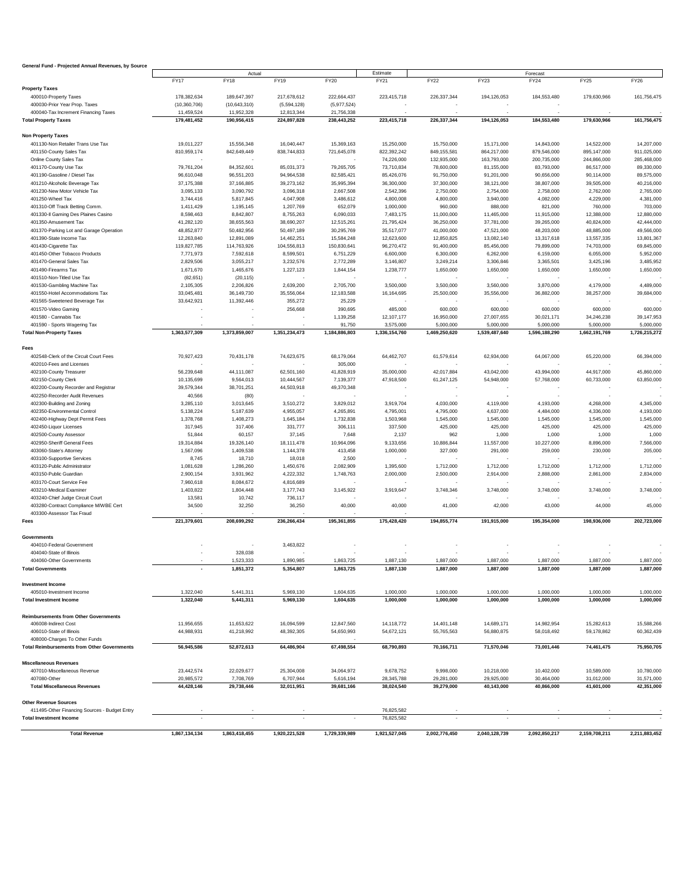**General Fund - Projected Annual Revenues, by Source**

| | Actual | | | | Estimate | Forecast | | | | |
|---|---|---|---|---|---|---|---|---|---|---|
| | FY17 | FY18 | FY19 | FY20 | FY21 | FY22 | FY23 | FY24 | FY25 | FY26 |
| **Property Taxes** | | | | | | | | | | |
| 400010-Property Taxes | 178,382,634 | 189,647,397 | 217,678,612 | 222,664,437 | 223,415,718 | 226,337,344 | 194,126,053 | 184,553,480 | 179,630,966 | 161,756,475 |
| 400030-Prior Year Prop. Taxes | (10,360,706) | (10,643,310) | (5,594,128) | (5,977,524) | - | - | - | - | | |
| 400040-Tax Increment Financing Taxes | 11,459,524 | 11,952,328 | 12,813,344 | 21,756,338 | - | - | - | - | - | - |
| **Total Property Taxes** | **179,481,452** | **190,956,415** | **224,897,828** | **238,443,252** | **223,415,718** | **226,337,344** | **194,126,053** | **184,553,480** | **179,630,966** | **161,756,475** |
| **Non Property Taxes** | | | | | | | | | | |
| 401130-Non Retailer Trans Use Tax | 19,011,227 | 15,556,348 | 16,040,447 | 15,369,163 | 15,250,000 | 15,750,000 | 15,171,000 | 14,843,000 | 14,522,000 | 14,207,000 |
| 401150-County Sales Tax | 810,959,174 | 842,649,449 | 838,744,833 | 721,645,078 | 822,392,242 | 849,155,581 | 864,217,000 | 879,546,000 | 895,147,000 | 911,025,000 |
| Online County Sales Tax | - | - | - | - | 74,226,000 | 132,935,000 | 163,793,000 | 200,735,000 | 244,866,000 | 285,468,000 |
| 401170-County Use Tax | 79,761,204 | 84,352,601 | 85,031,373 | 79,265,705 | 73,710,834 | 78,600,000 | 81,155,000 | 83,793,000 | 86,517,000 | 89,330,000 |
| 401190-Gasoline / Diesel Tax | 96,610,048 | 96,551,203 | 94,964,538 | 82,585,421 | 85,426,076 | 91,750,000 | 91,201,000 | 90,656,000 | 90,114,000 | 89,575,000 |
| 401210-Alcoholic Beverage Tax | 37,175,388 | 37,166,885 | 39,273,162 | 35,995,394 | 36,300,000 | 37,300,000 | 38,121,000 | 38,807,000 | 39,505,000 | 40,216,000 |
| 401230-New Motor Vehicle Tax | 3,095,133 | 3,090,792 | 3,096,318 | 2,667,508 | 2,542,396 | 2,750,000 | 2,754,000 | 2,758,000 | 2,762,000 | 2,765,000 |
| 401250-Wheel Tax | 3,744,416 | 5,817,845 | 4,047,908 | 3,486,612 | 4,800,008 | 4,800,000 | 3,940,000 | 4,082,000 | 4,229,000 | 4,381,000 |
| 401310-Off Track Betting Comm. | 1,411,429 | 1,195,145 | 1,207,769 | 652,079 | 1,000,000 | 960,000 | 888,000 | 821,000 | 760,000 | 703,000 |
| 401330-Il Gaming Des Plaines Casino | 8,598,463 | 8,842,807 | 8,755,263 | 6,090,033 | 7,483,175 | 11,000,000 | 11,465,000 | 11,915,000 | 12,388,000 | 12,880,000 |
| 401350-Amusement Tax | 41,282,120 | 38,655,563 | 38,690,207 | 12,515,261 | 21,795,424 | 36,250,000 | 37,781,000 | 39,265,000 | 40,824,000 | 42,444,000 |
| 401370-Parking Lot and Garage Operation | 48,852,877 | 50,482,956 | 50,497,189 | 30,295,769 | 35,517,077 | 41,000,000 | 47,521,000 | 48,203,000 | 48,885,000 | 49,566,000 |
| 401390-State Income Tax | 12,263,840 | 12,891,089 | 14,462,251 | 15,584,248 | 12,623,600 | 12,850,825 | 13,082,140 | 13,317,618 | 13,557,335 | 13,801,367 |
| 401430-Cigarette Tax | 119,827,785 | 114,763,926 | 104,556,813 | 150,830,641 | 96,270,472 | 91,400,000 | 85,456,000 | 79,899,000 | 74,703,000 | 69,845,000 |
| 401450-Other Tobacco Products | 7,771,973 | 7,592,618 | 8,599,501 | 6,751,229 | 6,600,000 | 6,300,000 | 6,262,000 | 6,159,000 | 6,055,000 | 5,952,000 |
| 401470-General Sales Tax | 2,829,506 | 3,055,217 | 3,232,576 | 2,772,289 | 3,146,807 | 3,249,214 | 3,306,846 | 3,365,501 | 3,425,196 | 3,485,952 |
| 401490-Firearms Tax | 1,671,670 | 1,465,676 | 1,227,123 | 1,844,154 | 1,238,777 | 1,650,000 | 1,650,000 | 1,650,000 | 1,650,000 | 1,650,000 |
| 401510-Non-Titled Use Tax | (82,651) | (20,115) | - | - | - | - | - | - | - | - |
| 401530-Gambling Machine Tax | 2,105,305 | 2,206,826 | 2,639,200 | 2,705,700 | 3,500,000 | 3,500,000 | 3,560,000 | 3,870,000 | 4,179,000 | 4,489,000 |
| 401550-Hotel Accommodations Tax | 33,045,481 | 36,149,730 | 35,556,064 | 12,183,588 | 16,164,695 | 25,500,000 | 35,556,000 | 36,882,000 | 38,257,000 | 39,684,000 |
| 401565-Sweetened Beverage Tax | 33,642,921 | 11,392,446 | 355,272 | 25,229 | - | - | - | - | - | - |
| 401570-Video Gaming | - | - | 256,668 | 390,695 | 485,000 | 600,000 | 600,000 | 600,000 | 600,000 | 600,000 |
| 401580 - Cannabis Tax | - | - | - | 1,139,258 | 12,107,177 | 16,950,000 | 27,007,655 | 30,021,171 | 34,246,238 | 39,147,953 |
| 401590 - Sports Wagering Tax | - | - | - | 91,750 | 3,575,000 | 5,000,000 | 5,000,000 | 5,000,000 | 5,000,000 | 5,000,000 |
| **Total Non-Property Taxes** | **1,363,577,309** | **1,373,859,007** | **1,351,234,473** | **1,184,886,803** | **1,336,154,760** | **1,469,250,620** | **1,539,487,640** | **1,596,188,290** | **1,662,191,769** | **1,726,215,272** |
| **Fees** | | | | | | | | | | |
| 402548-Clerk of the Circuit Court Fees | 70,927,423 | 70,431,178 | 74,623,675 | 68,179,064 | 64,462,707 | 61,579,614 | 62,934,000 | 64,067,000 | 65,220,000 | 66,394,000 |
| 402010-Fees and Licenses | - | - | - | 305,000 | - | - | - | - | - | - |
| 402100-County Treasurer | 56,239,648 | 44,111,087 | 62,501,160 | 41,828,919 | 35,000,000 | 42,017,884 | 43,042,000 | 43,994,000 | 44,917,000 | 45,860,000 |
| 402150-County Clerk | 10,135,699 | 9,564,013 | 10,444,567 | 7,139,377 | 47,918,500 | 61,247,125 | 54,948,000 | 57,768,000 | 60,733,000 | 63,850,000 |
| 402200-County Recorder and Registrar | 39,579,344 | 38,701,251 | 44,503,918 | 49,370,348 | - | - | - | - | - | - |
| 402250-Recorder Audit Revenues | 40,566 | (80) | - | - | - | - | - | - | - | - |
| 402300-Building and Zoning | 3,285,110 | 3,013,645 | 3,510,272 | 3,829,012 | 3,919,704 | 4,030,000 | 4,119,000 | 4,193,000 | 4,268,000 | 4,345,000 |
| 402350-Environmental Control | 5,138,224 | 5,187,639 | 4,955,057 | 4,265,891 | 4,795,001 | 4,795,000 | 4,637,000 | 4,484,000 | 4,336,000 | 4,193,000 |
| 402400-Highway Dept Permit Fees | 1,378,768 | 1,408,273 | 1,645,184 | 1,732,838 | 1,503,968 | 1,545,000 | 1,545,000 | 1,545,000 | 1,545,000 | 1,545,000 |
| 402450-Liquor Licenses | 317,945 | 317,406 | 331,777 | 306,111 | 337,500 | 425,000 | 425,000 | 425,000 | 425,000 | 425,000 |
| 402500-County Assessor | 51,844 | 60,157 | 37,145 | 7,648 | 2,137 | 962 | 1,000 | 1,000 | 1,000 | 1,000 |
| 402950-Sheriff General Fees | 19,314,884 | 19,326,140 | 18,111,478 | 10,964,096 | 9,133,656 | 10,886,844 | 11,557,000 | 10,227,000 | 8,896,000 | 7,566,000 |
| 403060-State's Attorney | 1,567,096 | 1,409,538 | 1,144,378 | 413,458 | 1,000,000 | 327,000 | 291,000 | 259,000 | 230,000 | 205,000 |
| 403100-Supportive Services | 8,745 | 18,710 | 18,018 | 2,500 | - | - | - | - | - | - |
| 403120-Public Administrator | 1,081,628 | 1,286,260 | 1,450,676 | 2,082,909 | 1,395,600 | 1,712,000 | 1,712,000 | 1,712,000 | 1,712,000 | 1,712,000 |
| 403150-Public Guardian | 2,900,154 | 3,931,962 | 4,222,332 | 1,748,763 | 2,000,000 | 2,500,000 | 2,914,000 | 2,888,000 | 2,861,000 | 2,834,000 |
| 403170-Court Service Fee | 7,960,618 | 8,084,672 | 4,816,689 | - | - | - | - | - | - | - |
| 403210-Medical Examiner | 1,403,822 | 1,804,448 | 3,177,743 | 3,145,922 | 3,919,647 | 3,748,346 | 3,748,000 | 3,748,000 | 3,748,000 | 3,748,000 |
| 403240-Chief Judge Circuit Court | 13,581 | 10,742 | 736,117 | - | - | - | - | - | - | - |
| 403280-Contract Compliance M/WBE Cert | 34,500 | 32,250 | 36,250 | 40,000 | 40,000 | 41,000 | 42,000 | 43,000 | 44,000 | 45,000 |
| 403300-Assessor Tax Fraud | - | - | - | - | - | | | | | |
| **Fees** | **221,379,601** | **208,699,292** | **236,266,434** | **195,361,855** | **175,428,420** | **194,855,774** | **191,915,000** | **195,354,000** | **198,936,000** | **202,723,000** |
| **Governments** | | | | | | | | | | |
| 404010-Federal Government | - | - | 3,463,822 | - | - | - | - | - | - | - |
| 404040-State of Illinois | - | 328,038 | - | - | - | - | - | - | - | - |
| 404060-Other Governments | - | 1,523,333 | 1,890,985 | 1,863,725 | 1,887,130 | 1,887,000 | 1,887,000 | 1,887,000 | 1,887,000 | 1,887,000 |
| **Total Governments** | **-** | **1,851,372** | **5,354,807** | **1,863,725** | **1,887,130** | **1,887,000** | **1,887,000** | **1,887,000** | **1,887,000** | **1,887,000** |
| **Investment Income** | | | | | | | | | | |
| 405010-Investment Income | 1,322,040 | 5,441,311 | 5,969,130 | 1,604,635 | 1,000,000 | 1,000,000 | 1,000,000 | 1,000,000 | 1,000,000 | 1,000,000 |
| **Total Investment Income** | **1,322,040** | **5,441,311** | **5,969,130** | **1,604,635** | **1,000,000** | **1,000,000** | **1,000,000** | **1,000,000** | **1,000,000** | **1,000,000** |
| **Reimbursements from Other Governments** | | | | | | | | | | |
| 406008-Indirect Cost | 11,956,655 | 11,653,622 | 16,094,599 | 12,847,560 | 14,118,772 | 14,401,148 | 14,689,171 | 14,982,954 | 15,282,613 | 15,588,266 |
| 406010-State of Illinois | 44,988,931 | 41,218,992 | 48,392,305 | 54,650,993 | 54,672,121 | 55,765,563 | 56,880,875 | 58,018,492 | 59,178,862 | 60,362,439 |
| 408000-Charges To Other Funds | | | | | - | | | | | |
| **Total Reimbursements from Other Governments** | **56,945,586** | **52,872,613** | **64,486,904** | **67,498,554** | **68,790,893** | **70,166,711** | **71,570,046** | **73,001,446** | **74,461,475** | **75,950,705** |
| **Miscellaneous Revenues** | | | | | | | | | | |
| 407010-Miscellaneous Revenue | 23,442,574 | 22,029,677 | 25,304,008 | 34,064,972 | 9,678,752 | 9,998,000 | 10,218,000 | 10,402,000 | 10,589,000 | 10,780,000 |
| 407080-Other | 20,985,572 | 7,708,769 | 6,707,944 | 5,616,194 | 28,345,788 | 29,281,000 | 29,925,000 | 30,464,000 | 31,012,000 | 31,571,000 |
| **Total Miscellaneous Revenues** | **44,428,146** | **29,738,446** | **32,011,951** | **39,681,166** | **38,024,540** | **39,279,000** | **40,143,000** | **40,866,000** | **41,601,000** | **42,351,000** |
| **Other Revenue Sources** | | | | | | | | | | |
| 411495-Other Financing Sources - Budget Entry | - | - | - | | 76,825,582 | - | - | - | - | - |
| **Total Investment Income** | **-** | **-** | **-** | **-** | **76,825,582** | **-** | **-** | **-** | **-** | **-** |
| **Total Revenue** | **1,867,134,134** | **1,863,418,455** | **1,920,221,528** | **1,729,339,989** | **1,921,527,045** | **2,002,776,450** | **2,040,128,739** | **2,092,850,217** | **2,159,708,211** | **2,211,883,452** |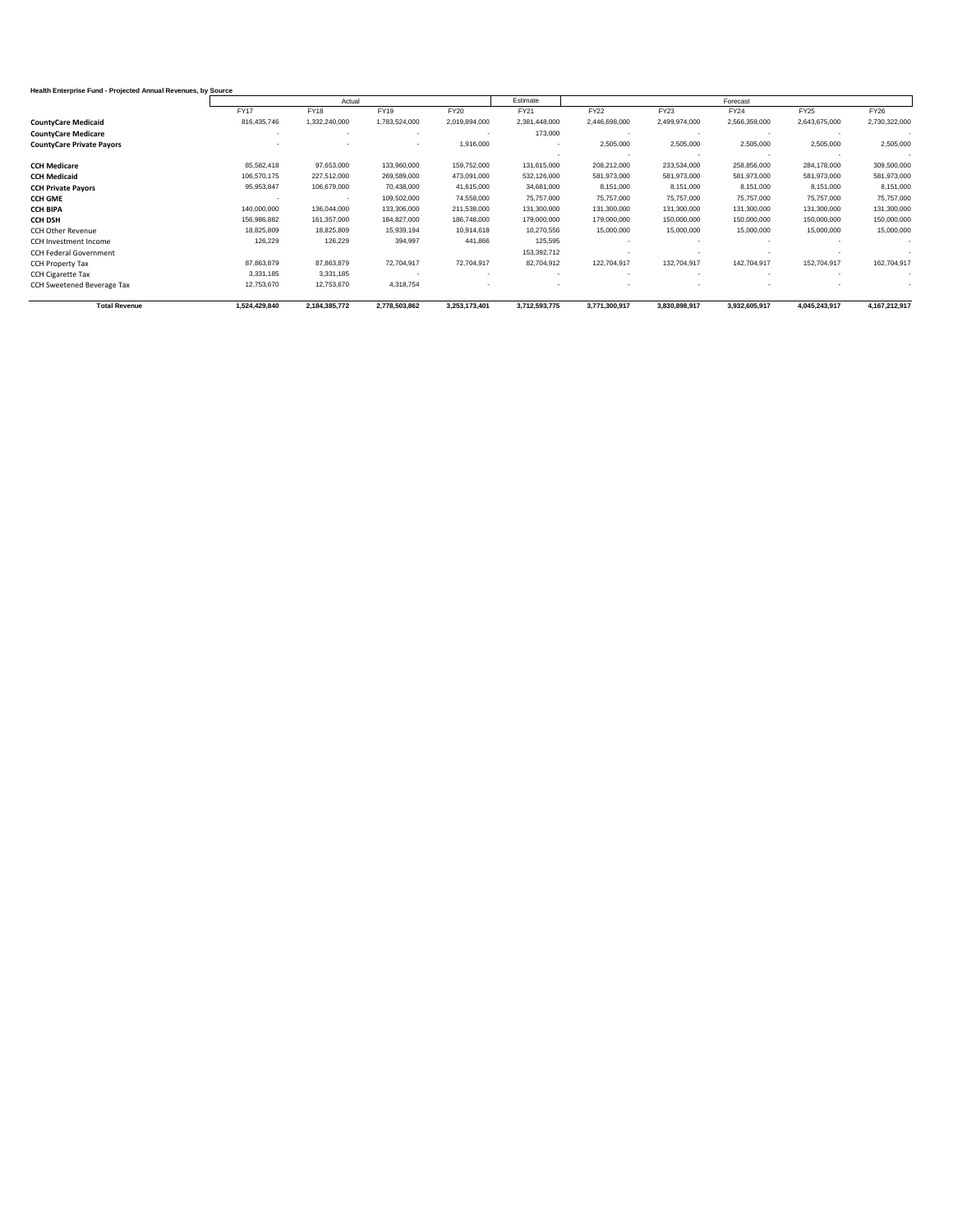**Health Enterprise Fund - Projected Annual Revenues, by Source**

| | Actual | | | | Estimate | Forecast | | | | |
|---|---|---|---|---|---|---|---|---|---|---|
| | FY17 | FY18 | FY19 | FY20 | FY21 | FY22 | FY23 | FY24 | FY25 | FY26 |
| **CountyCare Medicaid** | 816,435,746 | 1,332,240,000 | 1,783,524,000 | 2,019,894,000 | 2,381,448,000 | 2,446,698,000 | 2,499,974,000 | 2,566,359,000 | 2,643,675,000 | 2,730,322,000 |
| **CountyCare Medicare** | - | - | - | - | 173,000 | - | - | - | - | - |
| **CountyCare Private Payors** | - | - | - | 1,916,000 | - | 2,505,000 | 2,505,000 | 2,505,000 | 2,505,000 | 2,505,000 |
| | | | | | - | - | - | - | - | - |
| **CCH Medicare** | 85,582,418 | 97,653,000 | 133,960,000 | 159,752,000 | 131,615,000 | 208,212,000 | 233,534,000 | 258,856,000 | 284,178,000 | 309,500,000 |
| **CCH Medicaid** | 106,570,175 | 227,512,000 | 269,589,000 | 473,091,000 | 532,126,000 | 581,973,000 | 581,973,000 | 581,973,000 | 581,973,000 | 581,973,000 |
| **CCH Private Payors** | 95,953,847 | 106,679,000 | 70,438,000 | 41,615,000 | 34,681,000 | 8,151,000 | 8,151,000 | 8,151,000 | 8,151,000 | 8,151,000 |
| **CCH GME** | - | - | 109,502,000 | 74,558,000 | 75,757,000 | 75,757,000 | 75,757,000 | 75,757,000 | 75,757,000 | 75,757,000 |
| **CCH BIPA** | 140,000,000 | 136,044,000 | 133,306,000 | 211,538,000 | 131,300,000 | 131,300,000 | 131,300,000 | 131,300,000 | 131,300,000 | 131,300,000 |
| **CCH DSH** | 156,986,882 | 161,357,000 | 184,827,000 | 186,748,000 | 179,000,000 | 179,000,000 | 150,000,000 | 150,000,000 | 150,000,000 | 150,000,000 |
| CCH Other Revenue | 18,825,809 | 18,825,809 | 15,939,194 | 10,914,618 | 10,270,556 | 15,000,000 | 15,000,000 | 15,000,000 | 15,000,000 | 15,000,000 |
| CCH Investment Income | 126,229 | 126,229 | 394,997 | 441,866 | 125,595 | - | - | - | - | - |
| CCH Federal Government | | | | | 153,392,712 | - | - | - | - | - |
| CCH Property Tax | 87,863,879 | 87,863,879 | 72,704,917 | 72,704,917 | 82,704,912 | 122,704,917 | 132,704,917 | 142,704,917 | 152,704,917 | 162,704,917 |
| CCH Cigarette Tax | 3,331,185 | 3,331,185 | - | - | - | - | - | - | - | - |
| CCH Sweetened Beverage Tax | 12,753,670 | 12,753,670 | 4,318,754 | - | - | - | - | - | - | - |
| **Total Revenue** | **1,524,429,840** | **2,184,385,772** | **2,778,503,862** | **3,253,173,401** | **3,712,593,775** | **3,771,300,917** | **3,830,898,917** | **3,932,605,917** | **4,045,243,917** | **4,167,212,917** |